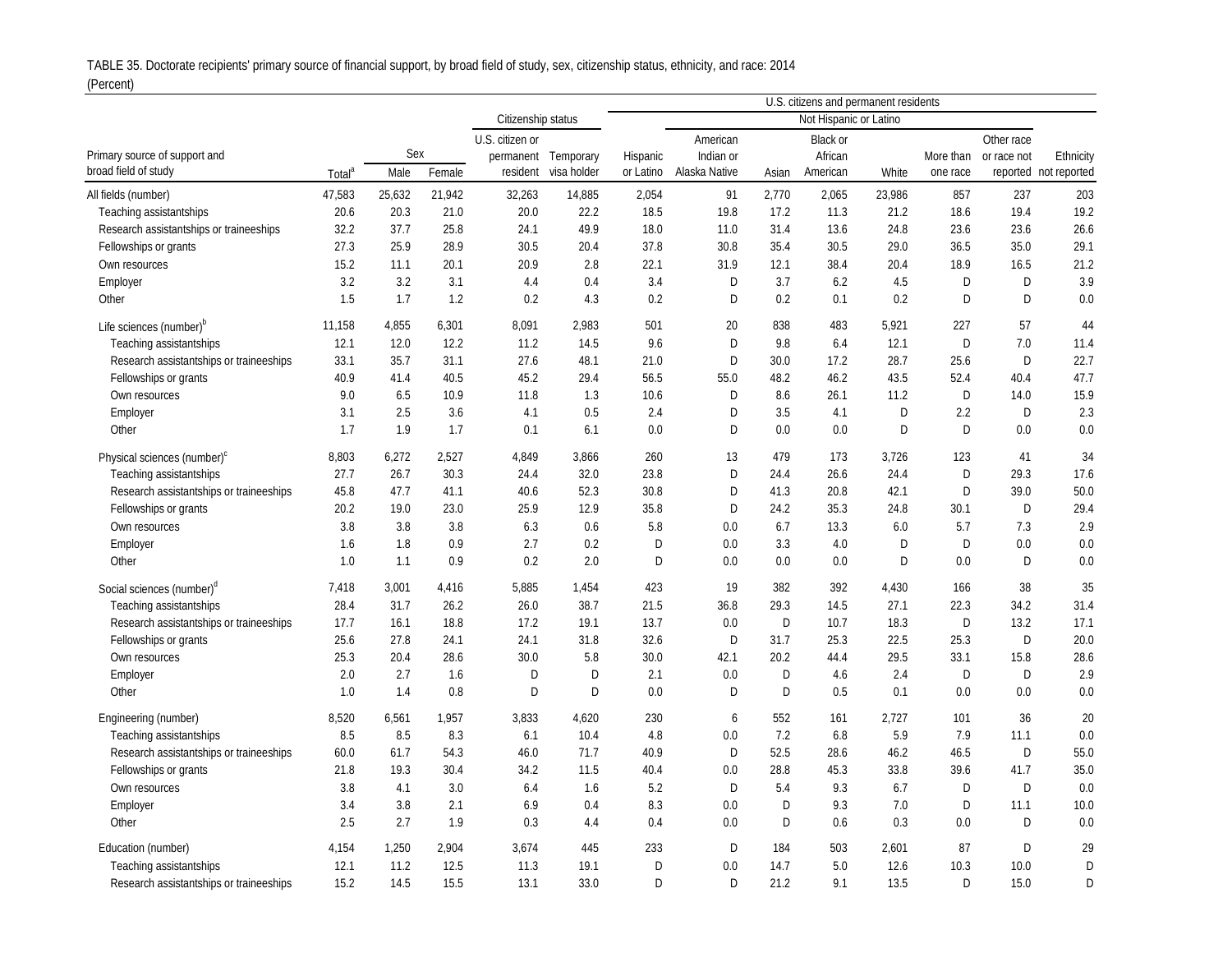TABLE 35. Doctorate recipients' primary source of financial support, by broad field of study, sex, citizenship status, ethnicity, and race: 2014

(Percent)

| Primary source of support and broad field of study | Total[a] | Sex | | Citizenship status | | U.S. citizens and permanent residents | | | | | | | |
|---|---|---|---|---|---|---|---|---|---|---|---|---|---|
| | | | | | | | Not Hispanic or Latino | | | | | | |
| | | Male | Female | U.S. citizen or permanent resident | Temporary visa holder | Hispanic or Latino | American Indian or Alaska Native | Asian | Black or African American | White | More than one race | Other race or race not reported | Ethnicity not reported |
| All fields (number) | 47,583 | 25,632 | 21,942 | 32,263 | 14,885 | 2,054 | 91 | 2,770 | 2,065 | 23,986 | 857 | 237 | 203 |
| Teaching assistantships | 20.6 | 20.3 | 21.0 | 20.0 | 22.2 | 18.5 | 19.8 | 17.2 | 11.3 | 21.2 | 18.6 | 19.4 | 19.2 |
| Research assistantships or traineeships | 32.2 | 37.7 | 25.8 | 24.1 | 49.9 | 18.0 | 11.0 | 31.4 | 13.6 | 24.8 | 23.6 | 23.6 | 26.6 |
| Fellowships or grants | 27.3 | 25.9 | 28.9 | 30.5 | 20.4 | 37.8 | 30.8 | 35.4 | 30.5 | 29.0 | 36.5 | 35.0 | 29.1 |
| Own resources | 15.2 | 11.1 | 20.1 | 20.9 | 2.8 | 22.1 | 31.9 | 12.1 | 38.4 | 20.4 | 18.9 | 16.5 | 21.2 |
| Employer | 3.2 | 3.2 | 3.1 | 4.4 | 0.4 | 3.4 | D | 3.7 | 6.2 | 4.5 | D | D | 3.9 |
| Other | 1.5 | 1.7 | 1.2 | 0.2 | 4.3 | 0.2 | D | 0.2 | 0.1 | 0.2 | D | D | 0.0 |
| Life sciences (number)[b] | 11,158 | 4,855 | 6,301 | 8,091 | 2,983 | 501 | 20 | 838 | 483 | 5,921 | 227 | 57 | 44 |
| Teaching assistantships | 12.1 | 12.0 | 12.2 | 11.2 | 14.5 | 9.6 | D | 9.8 | 6.4 | 12.1 | D | 7.0 | 11.4 |
| Research assistantships or traineeships | 33.1 | 35.7 | 31.1 | 27.6 | 48.1 | 21.0 | D | 30.0 | 17.2 | 28.7 | 25.6 | D | 22.7 |
| Fellowships or grants | 40.9 | 41.4 | 40.5 | 45.2 | 29.4 | 56.5 | 55.0 | 48.2 | 46.2 | 43.5 | 52.4 | 40.4 | 47.7 |
| Own resources | 9.0 | 6.5 | 10.9 | 11.8 | 1.3 | 10.6 | D | 8.6 | 26.1 | 11.2 | D | 14.0 | 15.9 |
| Employer | 3.1 | 2.5 | 3.6 | 4.1 | 0.5 | 2.4 | D | 3.5 | 4.1 | D | 2.2 | D | 2.3 |
| Other | 1.7 | 1.9 | 1.7 | 0.1 | 6.1 | 0.0 | D | 0.0 | 0.0 | D | D | 0.0 | 0.0 |
| Physical sciences (number)[c] | 8,803 | 6,272 | 2,527 | 4,849 | 3,866 | 260 | 13 | 479 | 173 | 3,726 | 123 | 41 | 34 |
| Teaching assistantships | 27.7 | 26.7 | 30.3 | 24.4 | 32.0 | 23.8 | D | 24.4 | 26.6 | 24.4 | D | 29.3 | 17.6 |
| Research assistantships or traineeships | 45.8 | 47.7 | 41.1 | 40.6 | 52.3 | 30.8 | D | 41.3 | 20.8 | 42.1 | D | 39.0 | 50.0 |
| Fellowships or grants | 20.2 | 19.0 | 23.0 | 25.9 | 12.9 | 35.8 | D | 24.2 | 35.3 | 24.8 | 30.1 | D | 29.4 |
| Own resources | 3.8 | 3.8 | 3.8 | 6.3 | 0.6 | 5.8 | 0.0 | 6.7 | 13.3 | 6.0 | 5.7 | 7.3 | 2.9 |
| Employer | 1.6 | 1.8 | 0.9 | 2.7 | 0.2 | D | 0.0 | 3.3 | 4.0 | D | D | 0.0 | 0.0 |
| Other | 1.0 | 1.1 | 0.9 | 0.2 | 2.0 | D | 0.0 | 0.0 | 0.0 | D | 0.0 | D | 0.0 |
| Social sciences (number)[d] | 7,418 | 3,001 | 4,416 | 5,885 | 1,454 | 423 | 19 | 382 | 392 | 4,430 | 166 | 38 | 35 |
| Teaching assistantships | 28.4 | 31.7 | 26.2 | 26.0 | 38.7 | 21.5 | 36.8 | 29.3 | 14.5 | 27.1 | 22.3 | 34.2 | 31.4 |
| Research assistantships or traineeships | 17.7 | 16.1 | 18.8 | 17.2 | 19.1 | 13.7 | 0.0 | D | 10.7 | 18.3 | D | 13.2 | 17.1 |
| Fellowships or grants | 25.6 | 27.8 | 24.1 | 24.1 | 31.8 | 32.6 | D | 31.7 | 25.3 | 22.5 | 25.3 | D | 20.0 |
| Own resources | 25.3 | 20.4 | 28.6 | 30.0 | 5.8 | 30.0 | 42.1 | 20.2 | 44.4 | 29.5 | 33.1 | 15.8 | 28.6 |
| Employer | 2.0 | 2.7 | 1.6 | D | D | 2.1 | 0.0 | D | 4.6 | 2.4 | D | D | 2.9 |
| Other | 1.0 | 1.4 | 0.8 | D | D | 0.0 | D | D | 0.5 | 0.1 | 0.0 | 0.0 | 0.0 |
| Engineering (number) | 8,520 | 6,561 | 1,957 | 3,833 | 4,620 | 230 | 6 | 552 | 161 | 2,727 | 101 | 36 | 20 |
| Teaching assistantships | 8.5 | 8.5 | 8.3 | 6.1 | 10.4 | 4.8 | 0.0 | 7.2 | 6.8 | 5.9 | 7.9 | 11.1 | 0.0 |
| Research assistantships or traineeships | 60.0 | 61.7 | 54.3 | 46.0 | 71.7 | 40.9 | D | 52.5 | 28.6 | 46.2 | 46.5 | D | 55.0 |
| Fellowships or grants | 21.8 | 19.3 | 30.4 | 34.2 | 11.5 | 40.4 | 0.0 | 28.8 | 45.3 | 33.8 | 39.6 | 41.7 | 35.0 |
| Own resources | 3.8 | 4.1 | 3.0 | 6.4 | 1.6 | 5.2 | D | 5.4 | 9.3 | 6.7 | D | D | 0.0 |
| Employer | 3.4 | 3.8 | 2.1 | 6.9 | 0.4 | 8.3 | 0.0 | D | 9.3 | 7.0 | D | 11.1 | 10.0 |
| Other | 2.5 | 2.7 | 1.9 | 0.3 | 4.4 | 0.4 | 0.0 | D | 0.6 | 0.3 | 0.0 | D | 0.0 |
| Education (number) | 4,154 | 1,250 | 2,904 | 3,674 | 445 | 233 | D | 184 | 503 | 2,601 | 87 | D | 29 |
| Teaching assistantships | 12.1 | 11.2 | 12.5 | 11.3 | 19.1 | D | 0.0 | 14.7 | 5.0 | 12.6 | 10.3 | 10.0 | D |
| Research assistantships or traineeships | 15.2 | 14.5 | 15.5 | 13.1 | 33.0 | D | D | 21.2 | 9.1 | 13.5 | D | 15.0 | D |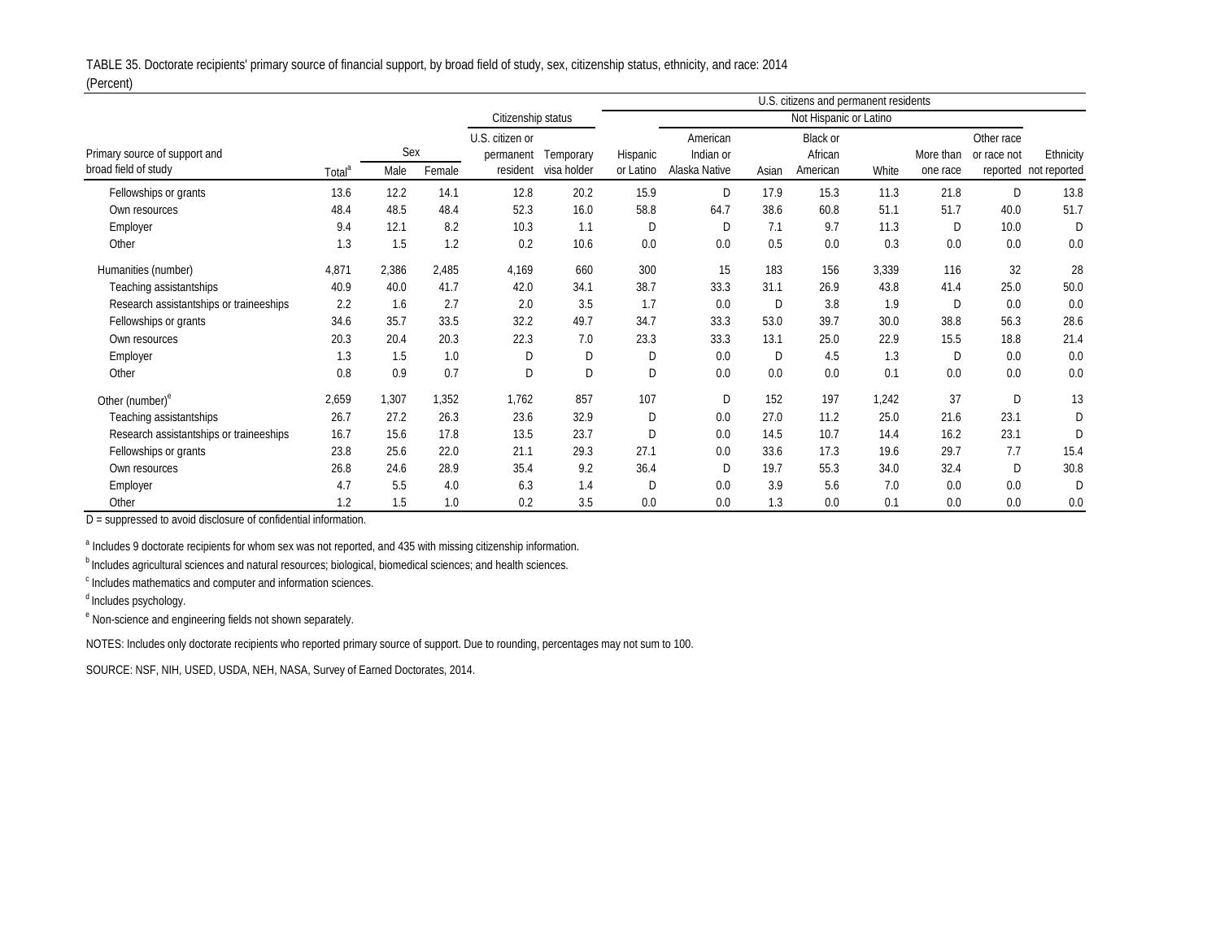TABLE 35. Doctorate recipients' primary source of financial support, by broad field of study, sex, citizenship status, ethnicity, and race: 2014
(Percent)

| Primary source of support and broad field of study | Total[a] | Sex | | Citizenship status | | U.S. citizens and permanent residents | | | | | | | |
|---|---|---|---|---|---|---|---|---|---|---|---|---|---|
| | | | | | | Hispanic or Latino | Not Hispanic or Latino | | | | | | Ethnicity not reported |
| | | Male | Female | U.S. citizen or permanent resident | Temporary visa holder | | American Indian or Alaska Native | Asian | Black or African American | White | More than one race | Other race or race not reported | |
| Fellowships or grants | 13.6 | 12.2 | 14.1 | 12.8 | 20.2 | 15.9 | D | 17.9 | 15.3 | 11.3 | 21.8 | D | 13.8 |
| Own resources | 48.4 | 48.5 | 48.4 | 52.3 | 16.0 | 58.8 | 64.7 | 38.6 | 60.8 | 51.1 | 51.7 | 40.0 | 51.7 |
| Employer | 9.4 | 12.1 | 8.2 | 10.3 | 1.1 | D | D | 7.1 | 9.7 | 11.3 | D | 10.0 | D |
| Other | 1.3 | 1.5 | 1.2 | 0.2 | 10.6 | 0.0 | 0.0 | 0.5 | 0.0 | 0.3 | 0.0 | 0.0 | 0.0 |
| Humanities (number) | 4,871 | 2,386 | 2,485 | 4,169 | 660 | 300 | 15 | 183 | 156 | 3,339 | 116 | 32 | 28 |
| Teaching assistantships | 40.9 | 40.0 | 41.7 | 42.0 | 34.1 | 38.7 | 33.3 | 31.1 | 26.9 | 43.8 | 41.4 | 25.0 | 50.0 |
| Research assistantships or traineeships | 2.2 | 1.6 | 2.7 | 2.0 | 3.5 | 1.7 | 0.0 | D | 3.8 | 1.9 | D | 0.0 | 0.0 |
| Fellowships or grants | 34.6 | 35.7 | 33.5 | 32.2 | 49.7 | 34.7 | 33.3 | 53.0 | 39.7 | 30.0 | 38.8 | 56.3 | 28.6 |
| Own resources | 20.3 | 20.4 | 20.3 | 22.3 | 7.0 | 23.3 | 33.3 | 13.1 | 25.0 | 22.9 | 15.5 | 18.8 | 21.4 |
| Employer | 1.3 | 1.5 | 1.0 | D | D | D | 0.0 | D | 4.5 | 1.3 | D | 0.0 | 0.0 |
| Other | 0.8 | 0.9 | 0.7 | D | D | D | 0.0 | 0.0 | 0.0 | 0.1 | 0.0 | 0.0 | 0.0 |
| Other (number)[e] | 2,659 | 1,307 | 1,352 | 1,762 | 857 | 107 | D | 152 | 197 | 1,242 | 37 | D | 13 |
| Teaching assistantships | 26.7 | 27.2 | 26.3 | 23.6 | 32.9 | D | 0.0 | 27.0 | 11.2 | 25.0 | 21.6 | 23.1 | D |
| Research assistantships or traineeships | 16.7 | 15.6 | 17.8 | 13.5 | 23.7 | D | 0.0 | 14.5 | 10.7 | 14.4 | 16.2 | 23.1 | D |
| Fellowships or grants | 23.8 | 25.6 | 22.0 | 21.1 | 29.3 | 27.1 | 0.0 | 33.6 | 17.3 | 19.6 | 29.7 | 7.7 | 15.4 |
| Own resources | 26.8 | 24.6 | 28.9 | 35.4 | 9.2 | 36.4 | D | 19.7 | 55.3 | 34.0 | 32.4 | D | 30.8 |
| Employer | 4.7 | 5.5 | 4.0 | 6.3 | 1.4 | D | 0.0 | 3.9 | 5.6 | 7.0 | 0.0 | 0.0 | D |
| Other | 1.2 | 1.5 | 1.0 | 0.2 | 3.5 | 0.0 | 0.0 | 1.3 | 0.0 | 0.1 | 0.0 | 0.0 | 0.0 |

D = suppressed to avoid disclosure of confidential information.

[a] Includes 9 doctorate recipients for whom sex was not reported, and 435 with missing citizenship information.

[b] Includes agricultural sciences and natural resources; biological, biomedical sciences; and health sciences.

[c] Includes mathematics and computer and information sciences.

[d] Includes psychology.

[e] Non-science and engineering fields not shown separately.

NOTES: Includes only doctorate recipients who reported primary source of support. Due to rounding, percentages may not sum to 100.

SOURCE: NSF, NIH, USED, USDA, NEH, NASA, Survey of Earned Doctorates, 2014.